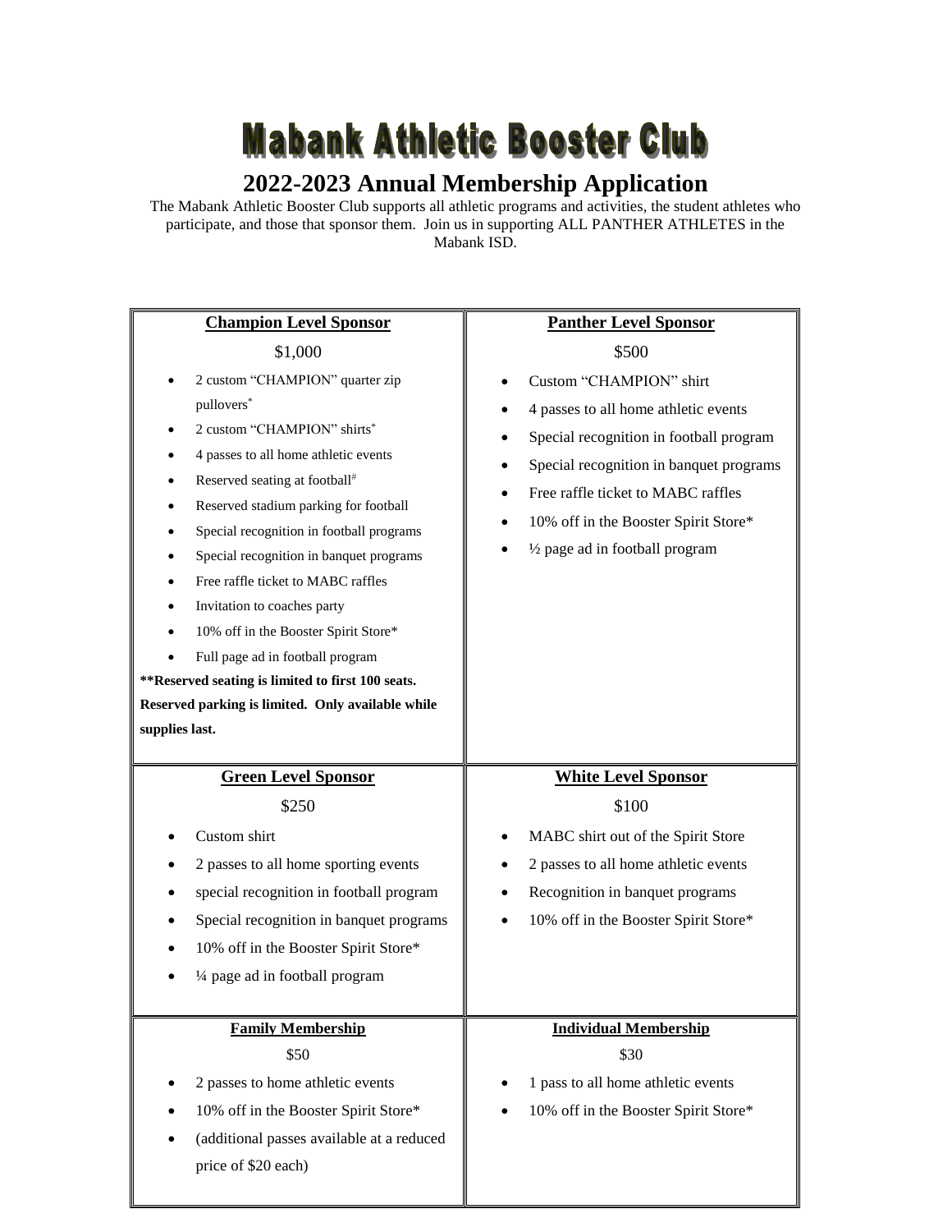# Mabank Athletic Booster Club

## 2022-2023 Annual Membership Application

The Mabank Athletic Booster Club supports all athletic programs and activities, the student athletes who participate, and those that sponsor them. Join us in supporting ALL PANTHER ATHLETES in the Mabank ISD.

**Champion Level Sponsor**

$1,000

- 2 custom "CHAMPION" quarter zip pullovers*
- 2 custom "CHAMPION" shirts*
- 4 passes to all home athletic events
- Reserved seating at football#
- Reserved stadium parking for football
- Special recognition in football programs
- Special recognition in banquet programs
- Free raffle ticket to MABC raffles
- Invitation to coaches party
- 10% off in the Booster Spirit Store*
- Full page ad in football program

**\*\*Reserved seating is limited to first 100 seats. Reserved parking is limited. Only available while supplies last.**

**Panther Level Sponsor**

$500

- Custom "CHAMPION" shirt
- 4 passes to all home athletic events
- Special recognition in football program
- Special recognition in banquet programs
- Free raffle ticket to MABC raffles
- 10% off in the Booster Spirit Store*
- ½ page ad in football program

**Green Level Sponsor**

$250

- Custom shirt
- 2 passes to all home sporting events
- special recognition in football program
- Special recognition in banquet programs
- 10% off in the Booster Spirit Store*
- ¼ page ad in football program

**White Level Sponsor**

$100

- MABC shirt out of the Spirit Store
- 2 passes to all home athletic events
- Recognition in banquet programs
- 10% off in the Booster Spirit Store*

**Family Membership**

$50

- 2 passes to home athletic events
- 10% off in the Booster Spirit Store*
- (additional passes available at a reduced price of $20 each)

**Individual Membership**

$30

- 1 pass to all home athletic events
- 10% off in the Booster Spirit Store*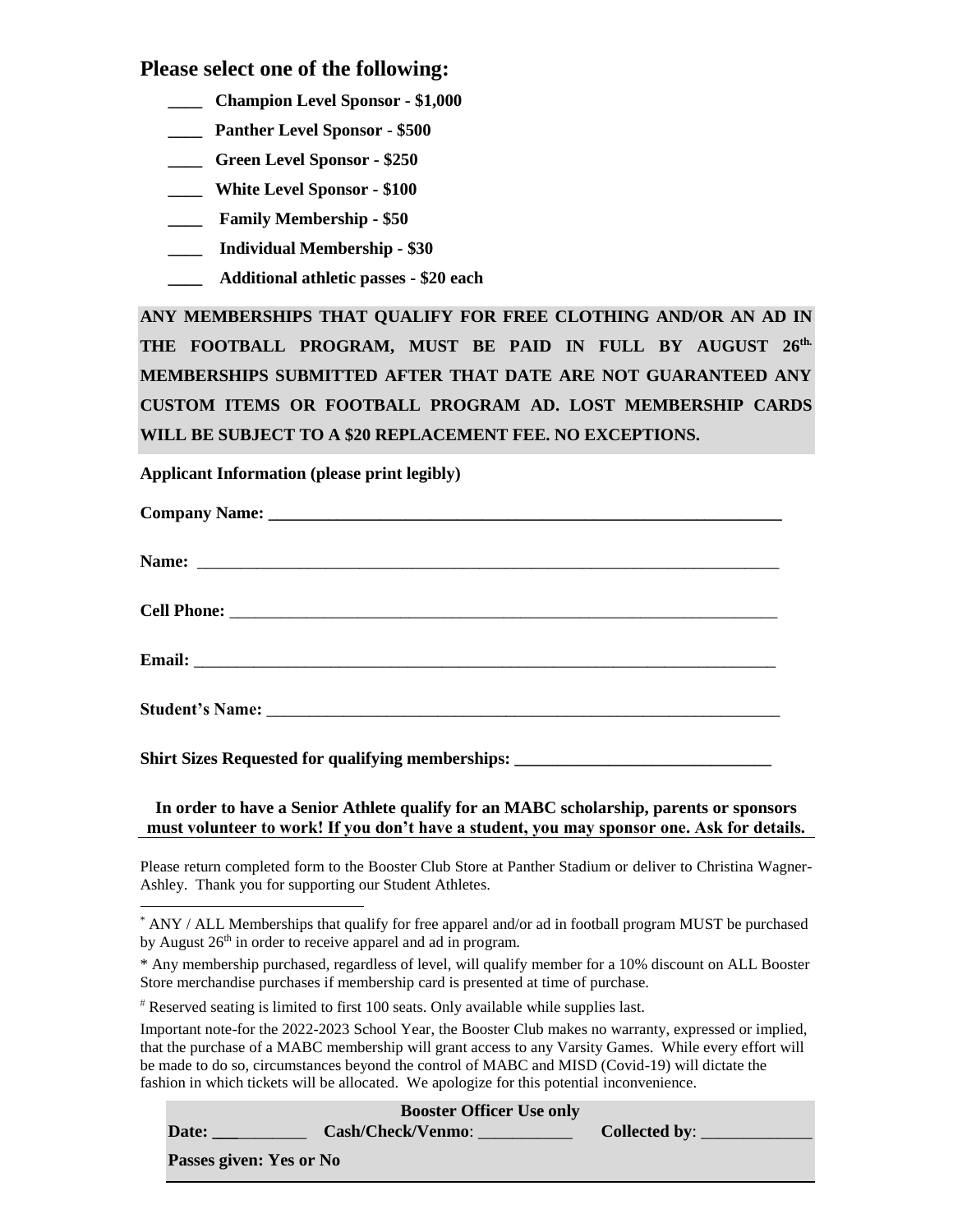## Please select one of the following:

- ____ **Champion Level Sponsor - $1,000**
- ____ **Panther Level Sponsor - $500**
- ____ **Green Level Sponsor - $250**
- ____ **White Level Sponsor - $100**
- ____ **Family Membership - $50**
- ____ **Individual Membership - $30**
- ____ **Additional athletic passes - $20 each**

**ANY MEMBERSHIPS THAT QUALIFY FOR FREE CLOTHING AND/OR AN AD IN THE FOOTBALL PROGRAM, MUST BE PAID IN FULL BY AUGUST 26th. MEMBERSHIPS SUBMITTED AFTER THAT DATE ARE NOT GUARANTEED ANY CUSTOM ITEMS OR FOOTBALL PROGRAM AD. LOST MEMBERSHIP CARDS WILL BE SUBJECT TO A $20 REPLACEMENT FEE. NO EXCEPTIONS.**

**Applicant Information (please print legibly)**

**Company Name:** ______________________________________________________________

**Name:** ______________________________________________________________________

**Cell Phone:** _________________________________________________________________

**Email:** ______________________________________________________________________

**Student's Name:** _____________________________________________________________

**Shirt Sizes Requested for qualifying memberships:** ______________________________

**In order to have a Senior Athlete qualify for an MABC scholarship, parents or sponsors must volunteer to work! If you don't have a student, you may sponsor one. Ask for details.**

Please return completed form to the Booster Club Store at Panther Stadium or deliver to Christina Wagner-Ashley. Thank you for supporting our Student Athletes.

* ANY / ALL Memberships that qualify for free apparel and/or ad in football program MUST be purchased by August 26th in order to receive apparel and ad in program.

* Any membership purchased, regardless of level, will qualify member for a 10% discount on ALL Booster Store merchandise purchases if membership card is presented at time of purchase.

# Reserved seating is limited to first 100 seats. Only available while supplies last.

Important note-for the 2022-2023 School Year, the Booster Club makes no warranty, expressed or implied, that the purchase of a MABC membership will grant access to any Varsity Games. While every effort will be made to do so, circumstances beyond the control of MABC and MISD (Covid-19) will dictate the fashion in which tickets will be allocated. We apologize for this potential inconvenience.

**Booster Officer Use only**

**Date:** ____________ **Cash/Check/Venmo**: ___________ **Collected by**: _____________

**Passes given: Yes or No**